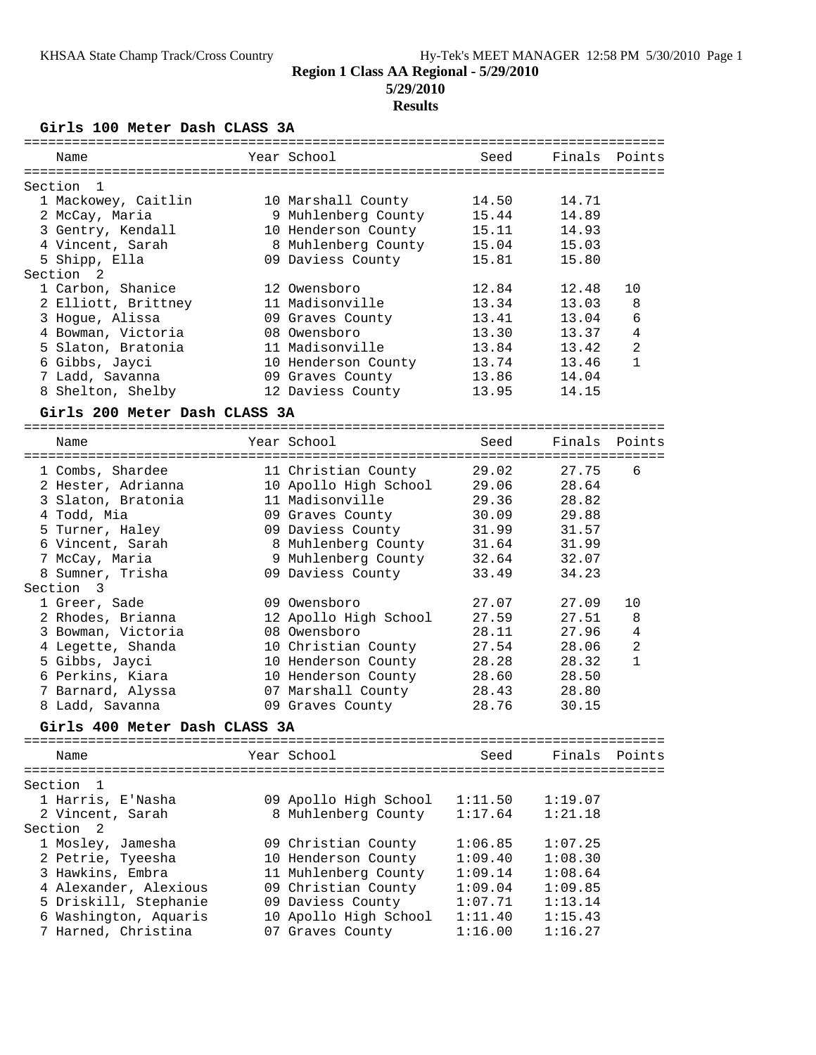**Region 1 Class AA Regional - 5/29/2010**

**5/29/2010**

**Results**

### Girls 100 Meter Dash CLASS 3A

| Name | Year | School | Seed | Finals | Points |
|---|---|---|---|---|---|
| **Section 1** | | | | | |
| 1 Mackowey, Caitlin | 10 | Marshall County | 14.50 | 14.71 | |
| 2 McCay, Maria | 9 | Muhlenberg County | 15.44 | 14.89 | |
| 3 Gentry, Kendall | 10 | Henderson County | 15.11 | 14.93 | |
| 4 Vincent, Sarah | 8 | Muhlenberg County | 15.04 | 15.03 | |
| 5 Shipp, Ella | 09 | Daviess County | 15.81 | 15.80 | |
| **Section 2** | | | | | |
| 1 Carbon, Shanice | 12 | Owensboro | 12.84 | 12.48 | 10 |
| 2 Elliott, Brittney | 11 | Madisonville | 13.34 | 13.03 | 8 |
| 3 Hogue, Alissa | 09 | Graves County | 13.41 | 13.04 | 6 |
| 4 Bowman, Victoria | 08 | Owensboro | 13.30 | 13.37 | 4 |
| 5 Slaton, Bratonia | 11 | Madisonville | 13.84 | 13.42 | 2 |
| 6 Gibbs, Jayci | 10 | Henderson County | 13.74 | 13.46 | 1 |
| 7 Ladd, Savanna | 09 | Graves County | 13.86 | 14.04 | |
| 8 Shelton, Shelby | 12 | Daviess County | 13.95 | 14.15 | |

### Girls 200 Meter Dash CLASS 3A

| Name | Year | School | Seed | Finals | Points |
|---|---|---|---|---|---|
| 1 Combs, Shardee | 11 | Christian County | 29.02 | 27.75 | 6 |
| 2 Hester, Adrianna | 10 | Apollo High School | 29.06 | 28.64 | |
| 3 Slaton, Bratonia | 11 | Madisonville | 29.36 | 28.82 | |
| 4 Todd, Mia | 09 | Graves County | 30.09 | 29.88 | |
| 5 Turner, Haley | 09 | Daviess County | 31.99 | 31.57 | |
| 6 Vincent, Sarah | 8 | Muhlenberg County | 31.64 | 31.99 | |
| 7 McCay, Maria | 9 | Muhlenberg County | 32.64 | 32.07 | |
| 8 Sumner, Trisha | 09 | Daviess County | 33.49 | 34.23 | |
| **Section 3** | | | | | |
| 1 Greer, Sade | 09 | Owensboro | 27.07 | 27.09 | 10 |
| 2 Rhodes, Brianna | 12 | Apollo High School | 27.59 | 27.51 | 8 |
| 3 Bowman, Victoria | 08 | Owensboro | 28.11 | 27.96 | 4 |
| 4 Legette, Shanda | 10 | Christian County | 27.54 | 28.06 | 2 |
| 5 Gibbs, Jayci | 10 | Henderson County | 28.28 | 28.32 | 1 |
| 6 Perkins, Kiara | 10 | Henderson County | 28.60 | 28.50 | |
| 7 Barnard, Alyssa | 07 | Marshall County | 28.43 | 28.80 | |
| 8 Ladd, Savanna | 09 | Graves County | 28.76 | 30.15 | |

### Girls 400 Meter Dash CLASS 3A

| Name | Year | School | Seed | Finals | Points |
|---|---|---|---|---|---|
| **Section 1** | | | | | |
| 1 Harris, E'Nasha | 09 | Apollo High School | 1:11.50 | 1:19.07 | |
| 2 Vincent, Sarah | 8 | Muhlenberg County | 1:17.64 | 1:21.18 | |
| **Section 2** | | | | | |
| 1 Mosley, Jamesha | 09 | Christian County | 1:06.85 | 1:07.25 | |
| 2 Petrie, Tyeesha | 10 | Henderson County | 1:09.40 | 1:08.30 | |
| 3 Hawkins, Embra | 11 | Muhlenberg County | 1:09.14 | 1:08.64 | |
| 4 Alexander, Alexious | 09 | Christian County | 1:09.04 | 1:09.85 | |
| 5 Driskill, Stephanie | 09 | Daviess County | 1:07.71 | 1:13.14 | |
| 6 Washington, Aquaris | 10 | Apollo High School | 1:11.40 | 1:15.43 | |
| 7 Harned, Christina | 07 | Graves County | 1:16.00 | 1:16.27 | |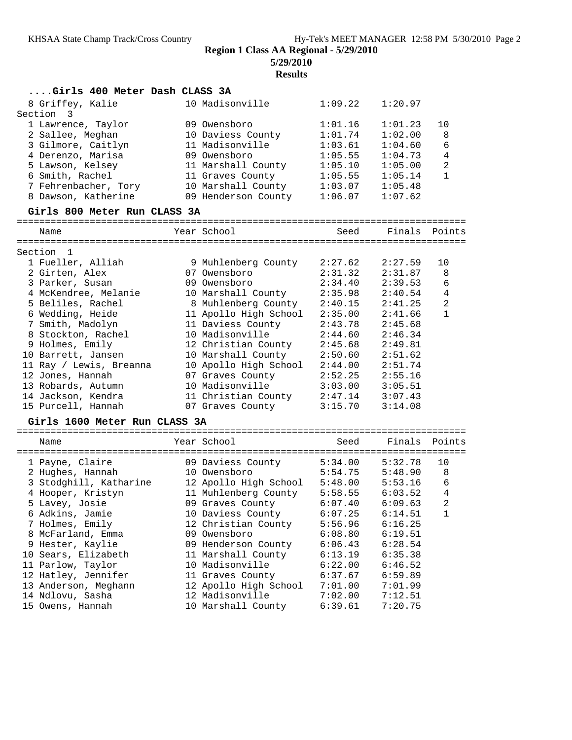**Region 1 Class AA Regional - 5/29/2010**

**5/29/2010**

**Results**

### ....Girls 400 Meter Dash CLASS 3A

| Place | Name | Year | School | Seed | Finals | Points |
|---|---|---|---|---|---|---|
| 8 | Griffey, Kalie | 10 | Madisonville | 1:09.22 | 1:20.97 | |
| **Section 3** | | | | | | |
| 1 | Lawrence, Taylor | 09 | Owensboro | 1:01.16 | 1:01.23 | 10 |
| 2 | Sallee, Meghan | 10 | Daviess County | 1:01.74 | 1:02.00 | 8 |
| 3 | Gilmore, Caitlyn | 11 | Madisonville | 1:03.61 | 1:04.60 | 6 |
| 4 | Derenzo, Marisa | 09 | Owensboro | 1:05.55 | 1:04.73 | 4 |
| 5 | Lawson, Kelsey | 11 | Marshall County | 1:05.10 | 1:05.00 | 2 |
| 6 | Smith, Rachel | 11 | Graves County | 1:05.55 | 1:05.14 | 1 |
| 7 | Fehrenbacher, Tory | 10 | Marshall County | 1:03.07 | 1:05.48 | |
| 8 | Dawson, Katherine | 09 | Henderson County | 1:06.07 | 1:07.62 | |

### Girls 800 Meter Run CLASS 3A

| Place | Name | Year | School | Seed | Finals | Points |
|---|---|---|---|---|---|---|
| **Section 1** | | | | | | |
| 1 | Fueller, Alliah | 9 | Muhlenberg County | 2:27.62 | 2:27.59 | 10 |
| 2 | Girten, Alex | 07 | Owensboro | 2:31.32 | 2:31.87 | 8 |
| 3 | Parker, Susan | 09 | Owensboro | 2:34.40 | 2:39.53 | 6 |
| 4 | McKendree, Melanie | 10 | Marshall County | 2:35.98 | 2:40.54 | 4 |
| 5 | Beliles, Rachel | 8 | Muhlenberg County | 2:40.15 | 2:41.25 | 2 |
| 6 | Wedding, Heide | 11 | Apollo High School | 2:35.00 | 2:41.66 | 1 |
| 7 | Smith, Madolyn | 11 | Daviess County | 2:43.78 | 2:45.68 | |
| 8 | Stockton, Rachel | 10 | Madisonville | 2:44.60 | 2:46.34 | |
| 9 | Holmes, Emily | 12 | Christian County | 2:45.68 | 2:49.81 | |
| 10 | Barrett, Jansen | 10 | Marshall County | 2:50.60 | 2:51.62 | |
| 11 | Ray / Lewis, Breanna | 10 | Apollo High School | 2:44.00 | 2:51.74 | |
| 12 | Jones, Hannah | 07 | Graves County | 2:52.25 | 2:55.16 | |
| 13 | Robards, Autumn | 10 | Madisonville | 3:03.00 | 3:05.51 | |
| 14 | Jackson, Kendra | 11 | Christian County | 2:47.14 | 3:07.43 | |
| 15 | Purcell, Hannah | 07 | Graves County | 3:15.70 | 3:14.08 | |

### Girls 1600 Meter Run CLASS 3A

| Place | Name | Year | School | Seed | Finals | Points |
|---|---|---|---|---|---|---|
| 1 | Payne, Claire | 09 | Daviess County | 5:34.00 | 5:32.78 | 10 |
| 2 | Hughes, Hannah | 10 | Owensboro | 5:54.75 | 5:48.90 | 8 |
| 3 | Stodghill, Katharine | 12 | Apollo High School | 5:48.00 | 5:53.16 | 6 |
| 4 | Hooper, Kristyn | 11 | Muhlenberg County | 5:58.55 | 6:03.52 | 4 |
| 5 | Lavey, Josie | 09 | Graves County | 6:07.40 | 6:09.63 | 2 |
| 6 | Adkins, Jamie | 10 | Daviess County | 6:07.25 | 6:14.51 | 1 |
| 7 | Holmes, Emily | 12 | Christian County | 5:56.96 | 6:16.25 | |
| 8 | McFarland, Emma | 09 | Owensboro | 6:08.80 | 6:19.51 | |
| 9 | Hester, Kaylie | 09 | Henderson County | 6:06.43 | 6:28.54 | |
| 10 | Sears, Elizabeth | 11 | Marshall County | 6:13.19 | 6:35.38 | |
| 11 | Parlow, Taylor | 10 | Madisonville | 6:22.00 | 6:46.52 | |
| 12 | Hatley, Jennifer | 11 | Graves County | 6:37.67 | 6:59.89 | |
| 13 | Anderson, Meghann | 12 | Apollo High School | 7:01.00 | 7:01.99 | |
| 14 | Ndlovu, Sasha | 12 | Madisonville | 7:02.00 | 7:12.51 | |
| 15 | Owens, Hannah | 10 | Marshall County | 6:39.61 | 7:20.75 | |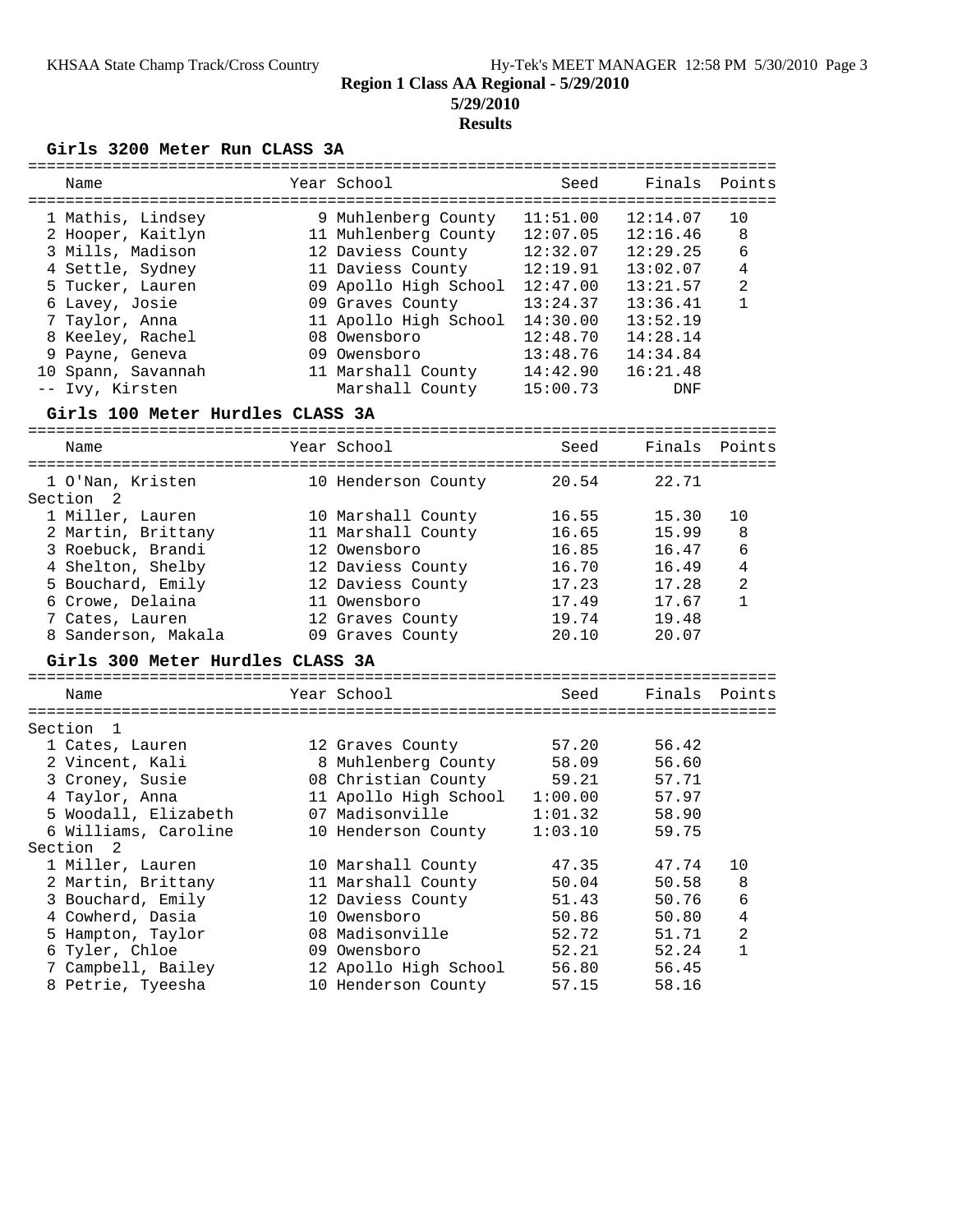**Region 1 Class AA Regional - 5/29/2010**

**5/29/2010**

**Results**

### Girls 3200 Meter Run CLASS 3A

| Place | Name | Year | School | Seed | Finals | Points |
|---|---|---|---|---|---|---|
| 1 | Mathis, Lindsey | 9 | Muhlenberg County | 11:51.00 | 12:14.07 | 10 |
| 2 | Hooper, Kaitlyn | 11 | Muhlenberg County | 12:07.05 | 12:16.46 | 8 |
| 3 | Mills, Madison | 12 | Daviess County | 12:32.07 | 12:29.25 | 6 |
| 4 | Settle, Sydney | 11 | Daviess County | 12:19.91 | 13:02.07 | 4 |
| 5 | Tucker, Lauren | 09 | Apollo High School | 12:47.00 | 13:21.57 | 2 |
| 6 | Lavey, Josie | 09 | Graves County | 13:24.37 | 13:36.41 | 1 |
| 7 | Taylor, Anna | 11 | Apollo High School | 14:30.00 | 13:52.19 | |
| 8 | Keeley, Rachel | 08 | Owensboro | 12:48.70 | 14:28.14 | |
| 9 | Payne, Geneva | 09 | Owensboro | 13:48.76 | 14:34.84 | |
| 10 | Spann, Savannah | 11 | Marshall County | 14:42.90 | 16:21.48 | |
| -- | Ivy, Kirsten | | Marshall County | 15:00.73 | DNF | |

### Girls 100 Meter Hurdles CLASS 3A

| Place | Name | Year | School | Seed | Finals | Points |
|---|---|---|---|---|---|---|
| 1 | O'Nan, Kristen | 10 | Henderson County | 20.54 | 22.71 | |
| **Section 2** | | | | | | |
| 1 | Miller, Lauren | 10 | Marshall County | 16.55 | 15.30 | 10 |
| 2 | Martin, Brittany | 11 | Marshall County | 16.65 | 15.99 | 8 |
| 3 | Roebuck, Brandi | 12 | Owensboro | 16.85 | 16.47 | 6 |
| 4 | Shelton, Shelby | 12 | Daviess County | 16.70 | 16.49 | 4 |
| 5 | Bouchard, Emily | 12 | Daviess County | 17.23 | 17.28 | 2 |
| 6 | Crowe, Delaina | 11 | Owensboro | 17.49 | 17.67 | 1 |
| 7 | Cates, Lauren | 12 | Graves County | 19.74 | 19.48 | |
| 8 | Sanderson, Makala | 09 | Graves County | 20.10 | 20.07 | |

### Girls 300 Meter Hurdles CLASS 3A

| Place | Name | Year | School | Seed | Finals | Points |
|---|---|---|---|---|---|---|
| **Section 1** | | | | | | |
| 1 | Cates, Lauren | 12 | Graves County | 57.20 | 56.42 | |
| 2 | Vincent, Kali | 8 | Muhlenberg County | 58.09 | 56.60 | |
| 3 | Croney, Susie | 08 | Christian County | 59.21 | 57.71 | |
| 4 | Taylor, Anna | 11 | Apollo High School | 1:00.00 | 57.97 | |
| 5 | Woodall, Elizabeth | 07 | Madisonville | 1:01.32 | 58.90 | |
| 6 | Williams, Caroline | 10 | Henderson County | 1:03.10 | 59.75 | |
| **Section 2** | | | | | | |
| 1 | Miller, Lauren | 10 | Marshall County | 47.35 | 47.74 | 10 |
| 2 | Martin, Brittany | 11 | Marshall County | 50.04 | 50.58 | 8 |
| 3 | Bouchard, Emily | 12 | Daviess County | 51.43 | 50.76 | 6 |
| 4 | Cowherd, Dasia | 10 | Owensboro | 50.86 | 50.80 | 4 |
| 5 | Hampton, Taylor | 08 | Madisonville | 52.72 | 51.71 | 2 |
| 6 | Tyler, Chloe | 09 | Owensboro | 52.21 | 52.24 | 1 |
| 7 | Campbell, Bailey | 12 | Apollo High School | 56.80 | 56.45 | |
| 8 | Petrie, Tyeesha | 10 | Henderson County | 57.15 | 58.16 | |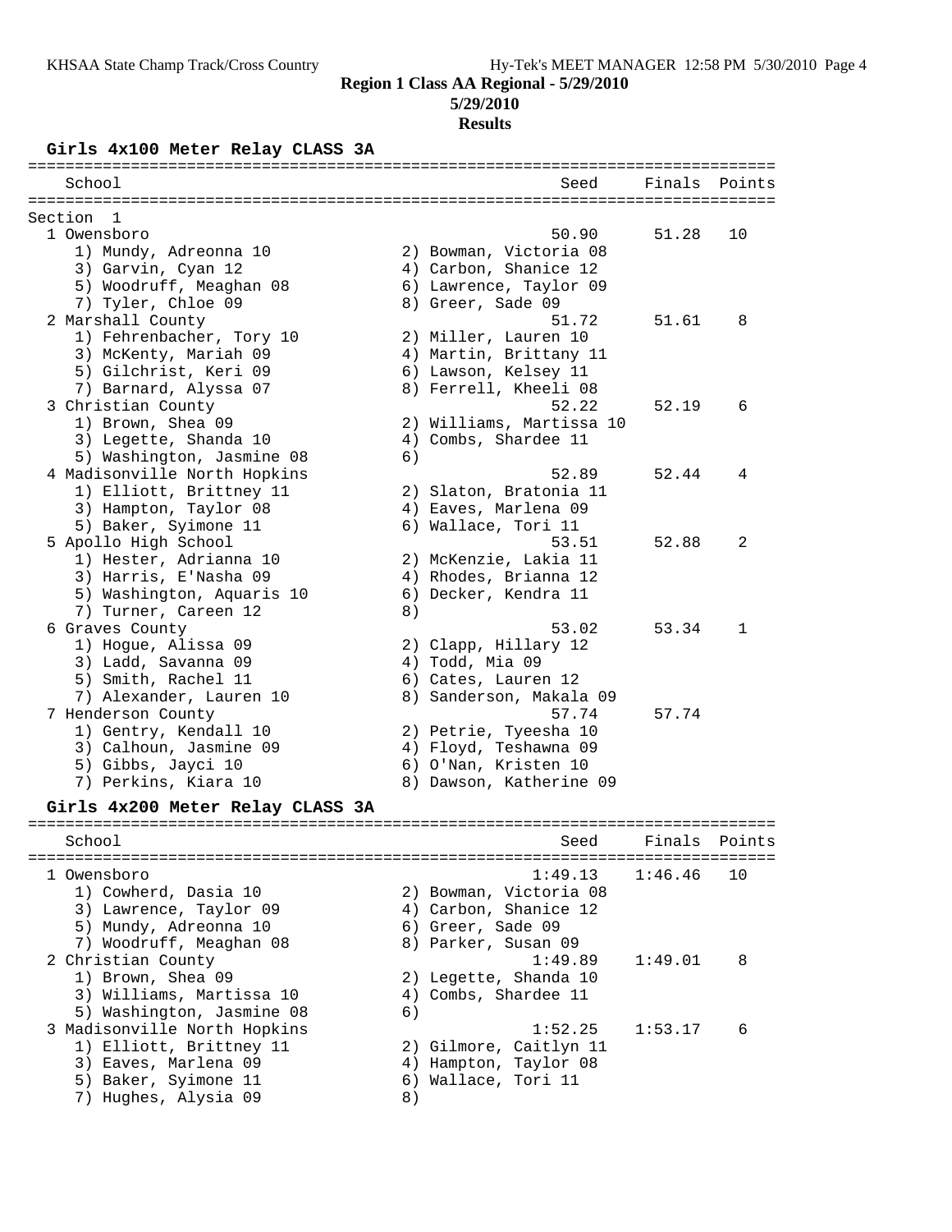**Region 1 Class AA Regional - 5/29/2010**

**5/29/2010**

**Results**

### Girls 4x100 Meter Relay CLASS 3A

Section 1

| Place | School | Seed | Finals | Points |
|---|---|---|---|---|
| 1 | Owensboro | 50.90 | 51.28 | 10 |
| | 1) Mundy, Adreonna 10; 2) Bowman, Victoria 08; 3) Garvin, Cyan 12; 4) Carbon, Shanice 12; 5) Woodruff, Meaghan 08; 6) Lawrence, Taylor 09; 7) Tyler, Chloe 09; 8) Greer, Sade 09 | | | |
| 2 | Marshall County | 51.72 | 51.61 | 8 |
| | 1) Fehrenbacher, Tory 10; 2) Miller, Lauren 10; 3) McKenty, Mariah 09; 4) Martin, Brittany 11; 5) Gilchrist, Keri 09; 6) Lawson, Kelsey 11; 7) Barnard, Alyssa 07; 8) Ferrell, Kheeli 08 | | | |
| 3 | Christian County | 52.22 | 52.19 | 6 |
| | 1) Brown, Shea 09; 2) Williams, Martissa 10; 3) Legette, Shanda 10; 4) Combs, Shardee 11; 5) Washington, Jasmine 08; 6) | | | |
| 4 | Madisonville North Hopkins | 52.89 | 52.44 | 4 |
| | 1) Elliott, Brittney 11; 2) Slaton, Bratonia 11; 3) Hampton, Taylor 08; 4) Eaves, Marlena 09; 5) Baker, Syimone 11; 6) Wallace, Tori 11 | | | |
| 5 | Apollo High School | 53.51 | 52.88 | 2 |
| | 1) Hester, Adrianna 10; 2) McKenzie, Lakia 11; 3) Harris, E'Nasha 09; 4) Rhodes, Brianna 12; 5) Washington, Aquaris 10; 6) Decker, Kendra 11; 7) Turner, Careen 12; 8) | | | |
| 6 | Graves County | 53.02 | 53.34 | 1 |
| | 1) Hogue, Alissa 09; 2) Clapp, Hillary 12; 3) Ladd, Savanna 09; 4) Todd, Mia 09; 5) Smith, Rachel 11; 6) Cates, Lauren 12; 7) Alexander, Lauren 10; 8) Sanderson, Makala 09 | | | |
| 7 | Henderson County | 57.74 | 57.74 | |
| | 1) Gentry, Kendall 10; 2) Petrie, Tyeesha 10; 3) Calhoun, Jasmine 09; 4) Floyd, Teshawna 09; 5) Gibbs, Jayci 10; 6) O'Nan, Kristen 10; 7) Perkins, Kiara 10; 8) Dawson, Katherine 09 | | | |

### Girls 4x200 Meter Relay CLASS 3A

| Place | School | Seed | Finals | Points |
|---|---|---|---|---|
| 1 | Owensboro | 1:49.13 | 1:46.46 | 10 |
| | 1) Cowherd, Dasia 10; 2) Bowman, Victoria 08; 3) Lawrence, Taylor 09; 4) Carbon, Shanice 12; 5) Mundy, Adreonna 10; 6) Greer, Sade 09; 7) Woodruff, Meaghan 08; 8) Parker, Susan 09 | | | |
| 2 | Christian County | 1:49.89 | 1:49.01 | 8 |
| | 1) Brown, Shea 09; 2) Legette, Shanda 10; 3) Williams, Martissa 10; 4) Combs, Shardee 11; 5) Washington, Jasmine 08; 6) | | | |
| 3 | Madisonville North Hopkins | 1:52.25 | 1:53.17 | 6 |
| | 1) Elliott, Brittney 11; 2) Gilmore, Caitlyn 11; 3) Eaves, Marlena 09; 4) Hampton, Taylor 08; 5) Baker, Syimone 11; 6) Wallace, Tori 11; 7) Hughes, Alysia 09; 8) | | | |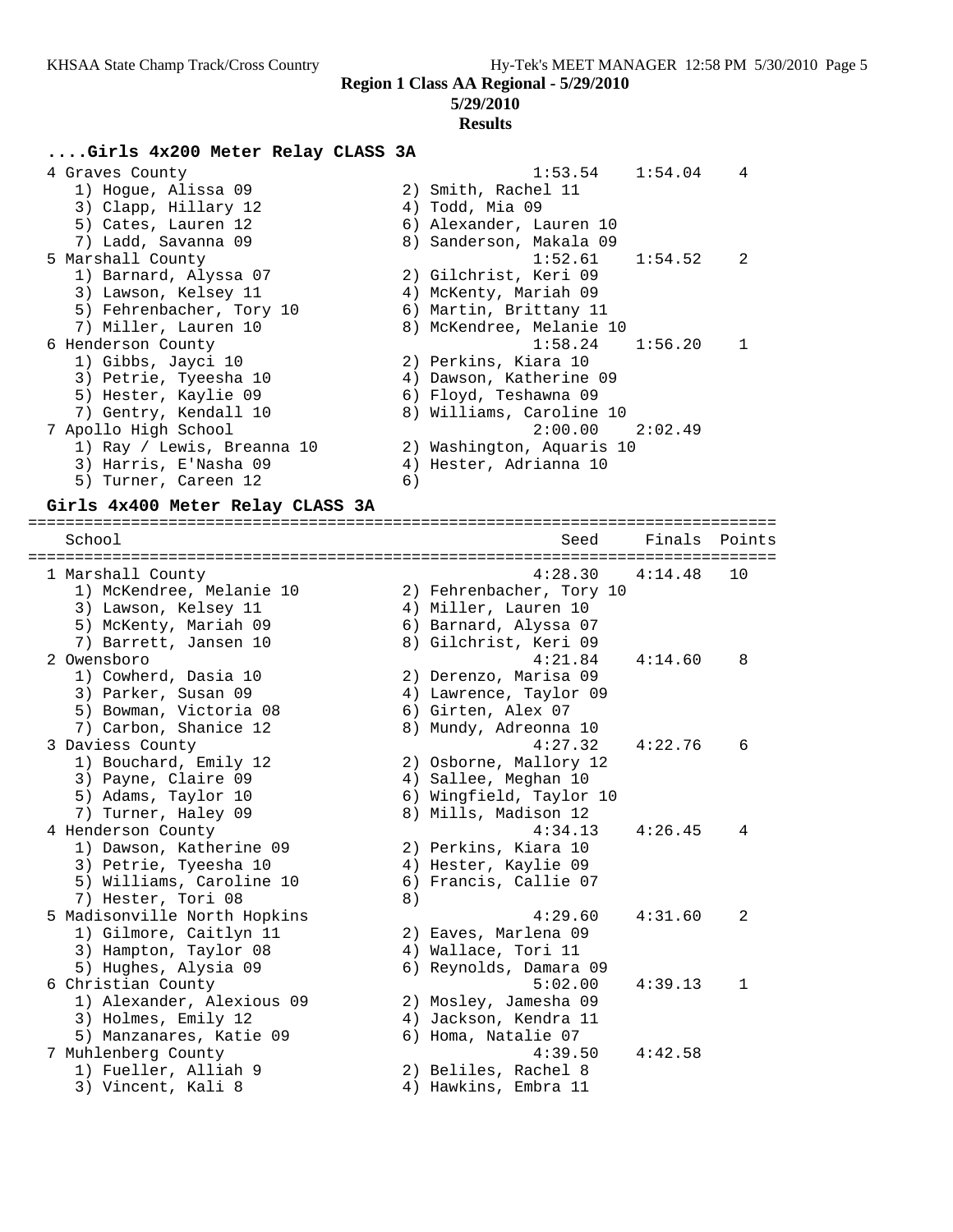**Region 1 Class AA Regional - 5/29/2010**

**5/29/2010**

**Results**

### ....Girls 4x200 Meter Relay CLASS 3A

```
  4 Graves County                                     1:53.54    1:54.04    4
     1) Hogue, Alissa 09                2) Smith, Rachel 11
     3) Clapp, Hillary 12               4) Todd, Mia 09
     5) Cates, Lauren 12                6) Alexander, Lauren 10
     7) Ladd, Savanna 09                8) Sanderson, Makala 09
  5 Marshall County                                   1:52.61    1:54.52    2
     1) Barnard, Alyssa 07              2) Gilchrist, Keri 09
     3) Lawson, Kelsey 11               4) McKenty, Mariah 09
     5) Fehrenbacher, Tory 10           6) Martin, Brittany 11
     7) Miller, Lauren 10               8) McKendree, Melanie 10
  6 Henderson County                                  1:58.24    1:56.20    1
     1) Gibbs, Jayci 10                 2) Perkins, Kiara 10
     3) Petrie, Tyeesha 10              4) Dawson, Katherine 09
     5) Hester, Kaylie 09               6) Floyd, Teshawna 09
     7) Gentry, Kendall 10              8) Williams, Caroline 10
  7 Apollo High School                                2:00.00    2:02.49
     1) Ray / Lewis, Breanna 10         2) Washington, Aquaris 10
     3) Harris, E'Nasha 09              4) Hester, Adrianna 10
     5) Turner, Careen 12               6)
```

### Girls 4x400 Meter Relay CLASS 3A

```
================================================================================
    School                                            Seed     Finals  Points
================================================================================
  1 Marshall County                                   4:28.30    4:14.48   10
     1) McKendree, Melanie 10           2) Fehrenbacher, Tory 10
     3) Lawson, Kelsey 11               4) Miller, Lauren 10
     5) McKenty, Mariah 09              6) Barnard, Alyssa 07
     7) Barrett, Jansen 10              8) Gilchrist, Keri 09
  2 Owensboro                                         4:21.84    4:14.60    8
     1) Cowherd, Dasia 10               2) Derenzo, Marisa 09
     3) Parker, Susan 09                4) Lawrence, Taylor 09
     5) Bowman, Victoria 08             6) Girten, Alex 07
     7) Carbon, Shanice 12              8) Mundy, Adreonna 10
  3 Daviess County                                    4:27.32    4:22.76    6
     1) Bouchard, Emily 12              2) Osborne, Mallory 12
     3) Payne, Claire 09                4) Sallee, Meghan 10
     5) Adams, Taylor 10                6) Wingfield, Taylor 10
     7) Turner, Haley 09                8) Mills, Madison 12
  4 Henderson County                                  4:34.13    4:26.45    4
     1) Dawson, Katherine 09            2) Perkins, Kiara 10
     3) Petrie, Tyeesha 10              4) Hester, Kaylie 09
     5) Williams, Caroline 10           6) Francis, Callie 07
     7) Hester, Tori 08                 8)
  5 Madisonville North Hopkins                        4:29.60    4:31.60    2
     1) Gilmore, Caitlyn 11             2) Eaves, Marlena 09
     3) Hampton, Taylor 08              4) Wallace, Tori 11
     5) Hughes, Alysia 09               6) Reynolds, Damara 09
  6 Christian County                                  5:02.00    4:39.13    1
     1) Alexander, Alexious 09          2) Mosley, Jamesha 09
     3) Holmes, Emily 12                4) Jackson, Kendra 11
     5) Manzanares, Katie 09            6) Homa, Natalie 07
  7 Muhlenberg County                                 4:39.50    4:42.58
     1) Fueller, Alliah 9               2) Beliles, Rachel 8
     3) Vincent, Kali 8                 4) Hawkins, Embra 11
```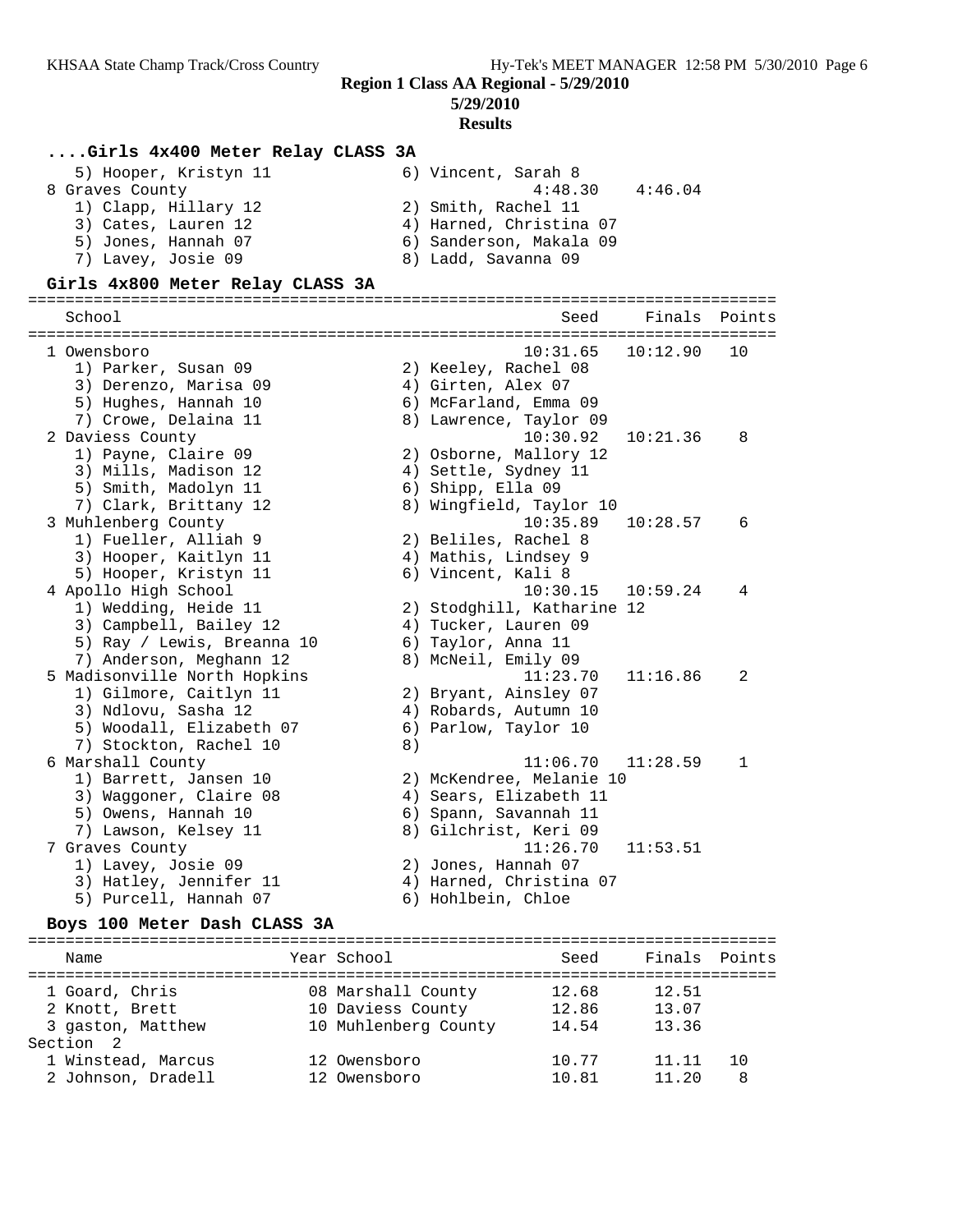**Region 1 Class AA Regional - 5/29/2010**

**5/29/2010**

**Results**

### ....Girls 4x400 Meter Relay CLASS 3A

```
    5) Hooper, Kristyn 11            6) Vincent, Sarah 8
  8 Graves County                             4:48.30    4:46.04
    1) Clapp, Hillary 12             2) Smith, Rachel 11
    3) Cates, Lauren 12              4) Harned, Christina 07
    5) Jones, Hannah 07              6) Sanderson, Makala 09
    7) Lavey, Josie 09               8) Ladd, Savanna 09
```

### Girls 4x800 Meter Relay CLASS 3A

```
================================================================================
    School                                           Seed     Finals  Points
================================================================================
  1 Owensboro                                    10:31.65   10:12.90   10
    1) Parker, Susan 09              2) Keeley, Rachel 08
    3) Derenzo, Marisa 09            4) Girten, Alex 07
    5) Hughes, Hannah 10             6) McFarland, Emma 09
    7) Crowe, Delaina 11             8) Lawrence, Taylor 09
  2 Daviess County                               10:30.92   10:21.36    8
    1) Payne, Claire 09              2) Osborne, Mallory 12
    3) Mills, Madison 12             4) Settle, Sydney 11
    5) Smith, Madolyn 11             6) Shipp, Ella 09
    7) Clark, Brittany 12            8) Wingfield, Taylor 10
  3 Muhlenberg County                            10:35.89   10:28.57    6
    1) Fueller, Alliah 9             2) Beliles, Rachel 8
    3) Hooper, Kaitlyn 11            4) Mathis, Lindsey 9
    5) Hooper, Kristyn 11            6) Vincent, Kali 8
  4 Apollo High School                           10:30.15   10:59.24    4
    1) Wedding, Heide 11             2) Stodghill, Katharine 12
    3) Campbell, Bailey 12           4) Tucker, Lauren 09
    5) Ray / Lewis, Breanna 10       6) Taylor, Anna 11
    7) Anderson, Meghann 12          8) McNeil, Emily 09
  5 Madisonville North Hopkins                   11:23.70   11:16.86    2
    1) Gilmore, Caitlyn 11           2) Bryant, Ainsley 07
    3) Ndlovu, Sasha 12              4) Robards, Autumn 10
    5) Woodall, Elizabeth 07         6) Parlow, Taylor 10
    7) Stockton, Rachel 10           8)
  6 Marshall County                              11:06.70   11:28.59    1
    1) Barrett, Jansen 10            2) McKendree, Melanie 10
    3) Waggoner, Claire 08           4) Sears, Elizabeth 11
    5) Owens, Hannah 10              6) Spann, Savannah 11
    7) Lawson, Kelsey 11             8) Gilchrist, Keri 09
  7 Graves County                                11:26.70   11:53.51
    1) Lavey, Josie 09               2) Jones, Hannah 07
    3) Hatley, Jennifer 11           4) Harned, Christina 07
    5) Purcell, Hannah 07            6) Hohlbein, Chloe
```

### Boys 100 Meter Dash CLASS 3A

```
================================================================================
    Name                    Year School                Seed     Finals  Points
================================================================================
  1 Goard, Chris            08 Marshall County        12.68      12.51
  2 Knott, Brett            10 Daviess County         12.86      13.07
  3 gaston, Matthew         10 Muhlenberg County      14.54      13.36
Section  2
  1 Winstead, Marcus        12 Owensboro              10.77      11.11   10
  2 Johnson, Dradell        12 Owensboro              10.81      11.20    8
```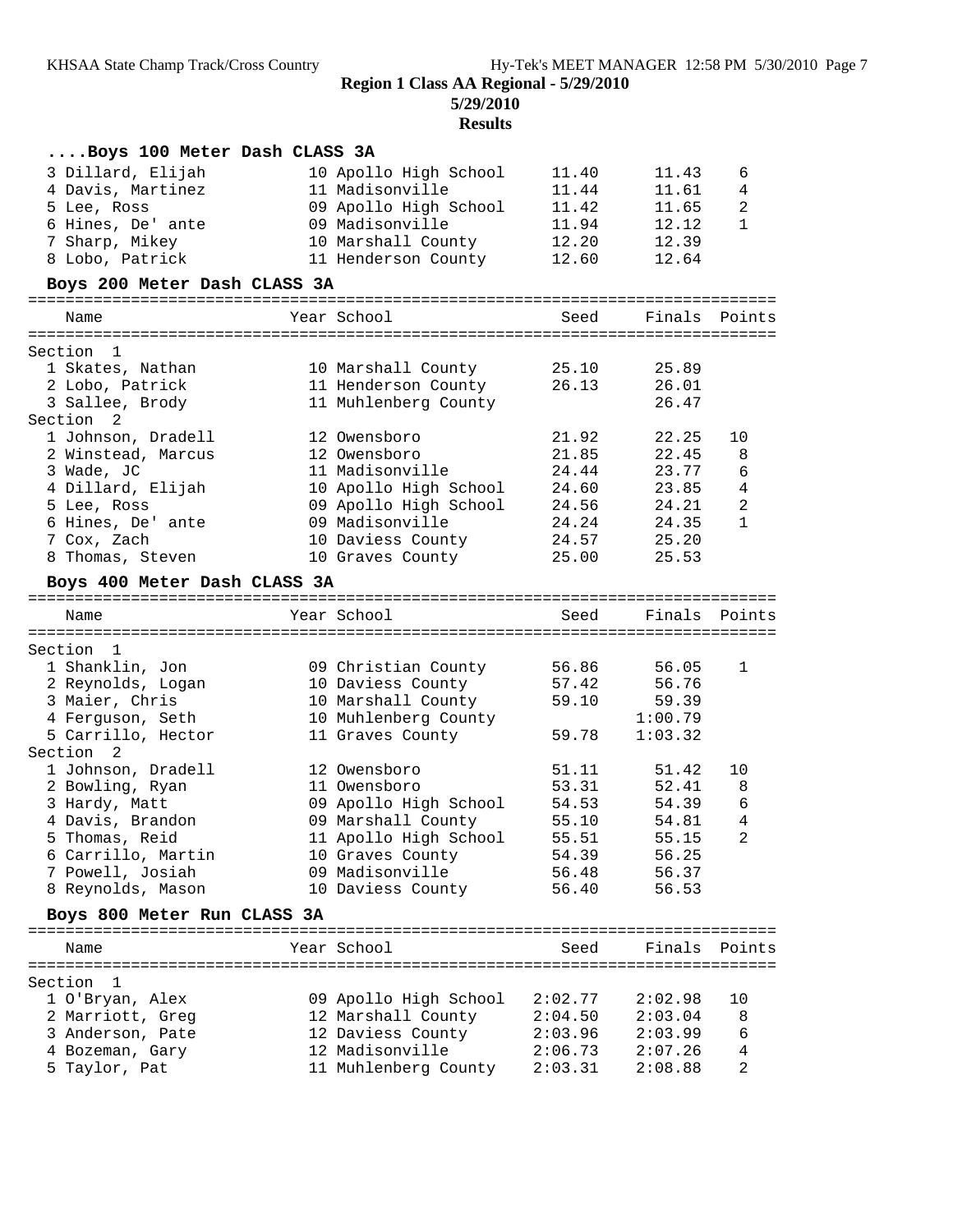**Region 1 Class AA Regional - 5/29/2010**

**5/29/2010**

**Results**

### ....Boys 100 Meter Dash CLASS 3A

| Name | Year | School | Seed | Finals | Points |
|---|---|---|---|---|---|
| 3 Dillard, Elijah | 10 | Apollo High School | 11.40 | 11.43 | 6 |
| 4 Davis, Martinez | 11 | Madisonville | 11.44 | 11.61 | 4 |
| 5 Lee, Ross | 09 | Apollo High School | 11.42 | 11.65 | 2 |
| 6 Hines, De' ante | 09 | Madisonville | 11.94 | 12.12 | 1 |
| 7 Sharp, Mikey | 10 | Marshall County | 12.20 | 12.39 | |
| 8 Lobo, Patrick | 11 | Henderson County | 12.60 | 12.64 | |

### Boys 200 Meter Dash CLASS 3A

| Name | Year | School | Seed | Finals | Points |
|---|---|---|---|---|---|
| **Section 1** | | | | | |
| 1 Skates, Nathan | 10 | Marshall County | 25.10 | 25.89 | |
| 2 Lobo, Patrick | 11 | Henderson County | 26.13 | 26.01 | |
| 3 Sallee, Brody | 11 | Muhlenberg County | | 26.47 | |
| **Section 2** | | | | | |
| 1 Johnson, Dradell | 12 | Owensboro | 21.92 | 22.25 | 10 |
| 2 Winstead, Marcus | 12 | Owensboro | 21.85 | 22.45 | 8 |
| 3 Wade, JC | 11 | Madisonville | 24.44 | 23.77 | 6 |
| 4 Dillard, Elijah | 10 | Apollo High School | 24.60 | 23.85 | 4 |
| 5 Lee, Ross | 09 | Apollo High School | 24.56 | 24.21 | 2 |
| 6 Hines, De' ante | 09 | Madisonville | 24.24 | 24.35 | 1 |
| 7 Cox, Zach | 10 | Daviess County | 24.57 | 25.20 | |
| 8 Thomas, Steven | 10 | Graves County | 25.00 | 25.53 | |

### Boys 400 Meter Dash CLASS 3A

| Name | Year | School | Seed | Finals | Points |
|---|---|---|---|---|---|
| **Section 1** | | | | | |
| 1 Shanklin, Jon | 09 | Christian County | 56.86 | 56.05 | 1 |
| 2 Reynolds, Logan | 10 | Daviess County | 57.42 | 56.76 | |
| 3 Maier, Chris | 10 | Marshall County | 59.10 | 59.39 | |
| 4 Ferguson, Seth | 10 | Muhlenberg County | | 1:00.79 | |
| 5 Carrillo, Hector | 11 | Graves County | 59.78 | 1:03.32 | |
| **Section 2** | | | | | |
| 1 Johnson, Dradell | 12 | Owensboro | 51.11 | 51.42 | 10 |
| 2 Bowling, Ryan | 11 | Owensboro | 53.31 | 52.41 | 8 |
| 3 Hardy, Matt | 09 | Apollo High School | 54.53 | 54.39 | 6 |
| 4 Davis, Brandon | 09 | Marshall County | 55.10 | 54.81 | 4 |
| 5 Thomas, Reid | 11 | Apollo High School | 55.51 | 55.15 | 2 |
| 6 Carrillo, Martin | 10 | Graves County | 54.39 | 56.25 | |
| 7 Powell, Josiah | 09 | Madisonville | 56.48 | 56.37 | |
| 8 Reynolds, Mason | 10 | Daviess County | 56.40 | 56.53 | |

### Boys 800 Meter Run CLASS 3A

| Name | Year | School | Seed | Finals | Points |
|---|---|---|---|---|---|
| **Section 1** | | | | | |
| 1 O'Bryan, Alex | 09 | Apollo High School | 2:02.77 | 2:02.98 | 10 |
| 2 Marriott, Greg | 12 | Marshall County | 2:04.50 | 2:03.04 | 8 |
| 3 Anderson, Pate | 12 | Daviess County | 2:03.96 | 2:03.99 | 6 |
| 4 Bozeman, Gary | 12 | Madisonville | 2:06.73 | 2:07.26 | 4 |
| 5 Taylor, Pat | 11 | Muhlenberg County | 2:03.31 | 2:08.88 | 2 |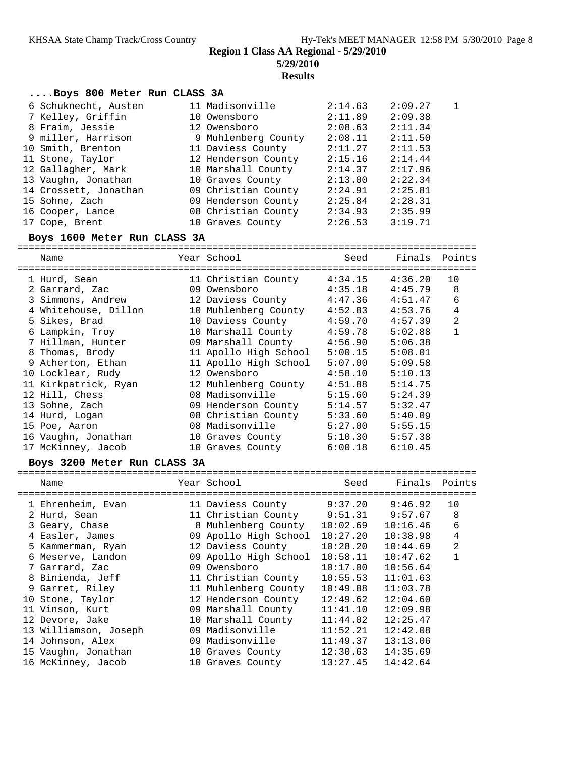**Region 1 Class AA Regional - 5/29/2010**

**5/29/2010**

**Results**

### ....Boys 800 Meter Run CLASS 3A

| Place | Name | Year | School | Seed | Finals | Points |
|---|---|---|---|---|---|---|
| 6 | Schuknecht, Austen | 11 | Madisonville | 2:14.63 | 2:09.27 | 1 |
| 7 | Kelley, Griffin | 10 | Owensboro | 2:11.89 | 2:09.38 | |
| 8 | Fraim, Jessie | 12 | Owensboro | 2:08.63 | 2:11.34 | |
| 9 | miller, Harrison | 9 | Muhlenberg County | 2:08.11 | 2:11.50 | |
| 10 | Smith, Brenton | 11 | Daviess County | 2:11.27 | 2:11.53 | |
| 11 | Stone, Taylor | 12 | Henderson County | 2:15.16 | 2:14.44 | |
| 12 | Gallagher, Mark | 10 | Marshall County | 2:14.37 | 2:17.96 | |
| 13 | Vaughn, Jonathan | 10 | Graves County | 2:13.00 | 2:22.34 | |
| 14 | Crossett, Jonathan | 09 | Christian County | 2:24.91 | 2:25.81 | |
| 15 | Sohne, Zach | 09 | Henderson County | 2:25.84 | 2:28.31 | |
| 16 | Cooper, Lance | 08 | Christian County | 2:34.93 | 2:35.99 | |
| 17 | Cope, Brent | 10 | Graves County | 2:26.53 | 3:19.71 | |

### Boys 1600 Meter Run CLASS 3A

| Place | Name | Year | School | Seed | Finals | Points |
|---|---|---|---|---|---|---|
| 1 | Hurd, Sean | 11 | Christian County | 4:34.15 | 4:36.20 | 10 |
| 2 | Garrard, Zac | 09 | Owensboro | 4:35.18 | 4:45.79 | 8 |
| 3 | Simmons, Andrew | 12 | Daviess County | 4:47.36 | 4:51.47 | 6 |
| 4 | Whitehouse, Dillon | 10 | Muhlenberg County | 4:52.83 | 4:53.76 | 4 |
| 5 | Sikes, Brad | 10 | Daviess County | 4:59.70 | 4:57.39 | 2 |
| 6 | Lampkin, Troy | 10 | Marshall County | 4:59.78 | 5:02.88 | 1 |
| 7 | Hillman, Hunter | 09 | Marshall County | 4:56.90 | 5:06.38 | |
| 8 | Thomas, Brody | 11 | Apollo High School | 5:00.15 | 5:08.01 | |
| 9 | Atherton, Ethan | 11 | Apollo High School | 5:07.00 | 5:09.58 | |
| 10 | Locklear, Rudy | 12 | Owensboro | 4:58.10 | 5:10.13 | |
| 11 | Kirkpatrick, Ryan | 12 | Muhlenberg County | 4:51.88 | 5:14.75 | |
| 12 | Hill, Chess | 08 | Madisonville | 5:15.60 | 5:24.39 | |
| 13 | Sohne, Zach | 09 | Henderson County | 5:14.57 | 5:32.47 | |
| 14 | Hurd, Logan | 08 | Christian County | 5:33.60 | 5:40.09 | |
| 15 | Poe, Aaron | 08 | Madisonville | 5:27.00 | 5:55.15 | |
| 16 | Vaughn, Jonathan | 10 | Graves County | 5:10.30 | 5:57.38 | |
| 17 | McKinney, Jacob | 10 | Graves County | 6:00.18 | 6:10.45 | |

### Boys 3200 Meter Run CLASS 3A

| Place | Name | Year | School | Seed | Finals | Points |
|---|---|---|---|---|---|---|
| 1 | Ehrenheim, Evan | 11 | Daviess County | 9:37.20 | 9:46.92 | 10 |
| 2 | Hurd, Sean | 11 | Christian County | 9:51.31 | 9:57.67 | 8 |
| 3 | Geary, Chase | 8 | Muhlenberg County | 10:02.69 | 10:16.46 | 6 |
| 4 | Easler, James | 09 | Apollo High School | 10:27.20 | 10:38.98 | 4 |
| 5 | Kammerman, Ryan | 12 | Daviess County | 10:28.20 | 10:44.69 | 2 |
| 6 | Meserve, Landon | 09 | Apollo High School | 10:58.11 | 10:47.62 | 1 |
| 7 | Garrard, Zac | 09 | Owensboro | 10:17.00 | 10:56.64 | |
| 8 | Binienda, Jeff | 11 | Christian County | 10:55.53 | 11:01.63 | |
| 9 | Garret, Riley | 11 | Muhlenberg County | 10:49.88 | 11:03.78 | |
| 10 | Stone, Taylor | 12 | Henderson County | 12:49.62 | 12:04.60 | |
| 11 | Vinson, Kurt | 09 | Marshall County | 11:41.10 | 12:09.98 | |
| 12 | Devore, Jake | 10 | Marshall County | 11:44.02 | 12:25.47 | |
| 13 | Williamson, Joseph | 09 | Madisonville | 11:52.21 | 12:42.08 | |
| 14 | Johnson, Alex | 09 | Madisonville | 11:49.37 | 13:13.06 | |
| 15 | Vaughn, Jonathan | 10 | Graves County | 12:30.63 | 14:35.69 | |
| 16 | McKinney, Jacob | 10 | Graves County | 13:27.45 | 14:42.64 | |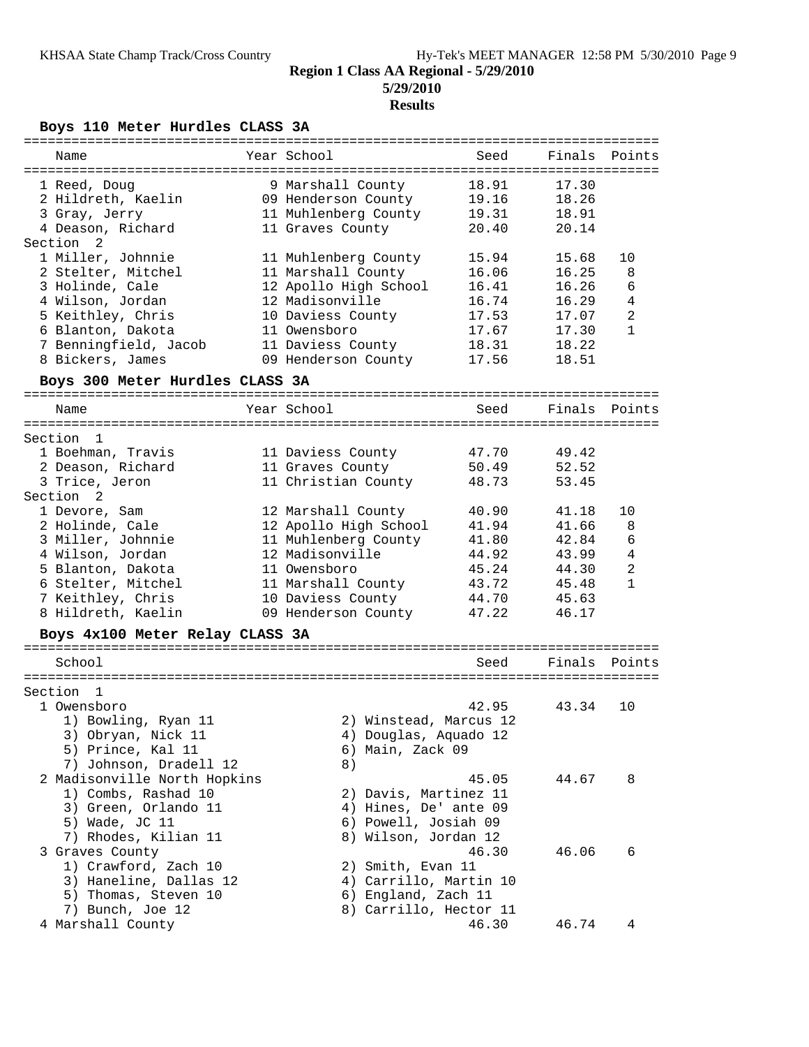## Region 1 Class AA Regional - 5/29/2010

**5/29/2010**

**Results**

### Boys 110 Meter Hurdles CLASS 3A

| Name | Year | School | Seed | Finals | Points |
|---|---|---|---|---|---|
| 1 Reed, Doug | 9 | Marshall County | 18.91 | 17.30 | |
| 2 Hildreth, Kaelin | 09 | Henderson County | 19.16 | 18.26 | |
| 3 Gray, Jerry | 11 | Muhlenberg County | 19.31 | 18.91 | |
| 4 Deason, Richard | 11 | Graves County | 20.40 | 20.14 | |
| **Section 2** | | | | | |
| 1 Miller, Johnnie | 11 | Muhlenberg County | 15.94 | 15.68 | 10 |
| 2 Stelter, Mitchel | 11 | Marshall County | 16.06 | 16.25 | 8 |
| 3 Holinde, Cale | 12 | Apollo High School | 16.41 | 16.26 | 6 |
| 4 Wilson, Jordan | 12 | Madisonville | 16.74 | 16.29 | 4 |
| 5 Keithley, Chris | 10 | Daviess County | 17.53 | 17.07 | 2 |
| 6 Blanton, Dakota | 11 | Owensboro | 17.67 | 17.30 | 1 |
| 7 Benningfield, Jacob | 11 | Daviess County | 18.31 | 18.22 | |
| 8 Bickers, James | 09 | Henderson County | 17.56 | 18.51 | |

### Boys 300 Meter Hurdles CLASS 3A

| Name | Year | School | Seed | Finals | Points |
|---|---|---|---|---|---|
| **Section 1** | | | | | |
| 1 Boehman, Travis | 11 | Daviess County | 47.70 | 49.42 | |
| 2 Deason, Richard | 11 | Graves County | 50.49 | 52.52 | |
| 3 Trice, Jeron | 11 | Christian County | 48.73 | 53.45 | |
| **Section 2** | | | | | |
| 1 Devore, Sam | 12 | Marshall County | 40.90 | 41.18 | 10 |
| 2 Holinde, Cale | 12 | Apollo High School | 41.94 | 41.66 | 8 |
| 3 Miller, Johnnie | 11 | Muhlenberg County | 41.80 | 42.84 | 6 |
| 4 Wilson, Jordan | 12 | Madisonville | 44.92 | 43.99 | 4 |
| 5 Blanton, Dakota | 11 | Owensboro | 45.24 | 44.30 | 2 |
| 6 Stelter, Mitchel | 11 | Marshall County | 43.72 | 45.48 | 1 |
| 7 Keithley, Chris | 10 | Daviess County | 44.70 | 45.63 | |
| 8 Hildreth, Kaelin | 09 | Henderson County | 47.22 | 46.17 | |

### Boys 4x100 Meter Relay CLASS 3A

| School | Seed | Finals | Points |
|---|---|---|---|
| **Section 1** | | | |
| 1 Owensboro | 42.95 | 43.34 | 10 |
| 1) Bowling, Ryan 11; 2) Winstead, Marcus 12; 3) Obryan, Nick 11; 4) Douglas, Aquado 12; 5) Prince, Kal 11; 6) Main, Zack 09; 7) Johnson, Dradell 12; 8) | | | |
| 2 Madisonville North Hopkins | 45.05 | 44.67 | 8 |
| 1) Combs, Rashad 10; 2) Davis, Martinez 11; 3) Green, Orlando 11; 4) Hines, De' ante 09; 5) Wade, JC 11; 6) Powell, Josiah 09; 7) Rhodes, Kilian 11; 8) Wilson, Jordan 12 | | | |
| 3 Graves County | 46.30 | 46.06 | 6 |
| 1) Crawford, Zach 10; 2) Smith, Evan 11; 3) Haneline, Dallas 12; 4) Carrillo, Martin 10; 5) Thomas, Steven 10; 6) England, Zach 11; 7) Bunch, Joe 12; 8) Carrillo, Hector 11 | | | |
| 4 Marshall County | 46.30 | 46.74 | 4 |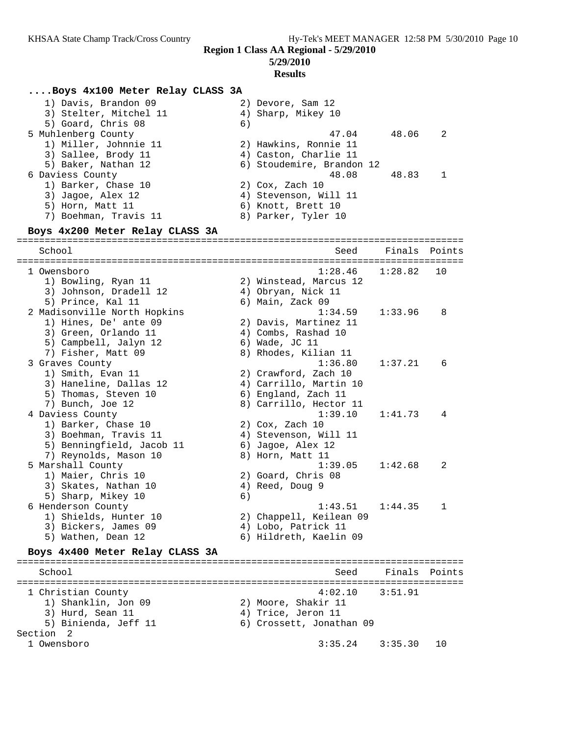**Region 1 Class AA Regional - 5/29/2010**

**5/29/2010**

**Results**

### ....Boys 4x100 Meter Relay CLASS 3A

```
    1) Davis, Brandon 09              2) Devore, Sam 12
    3) Stelter, Mitchel 11            4) Sharp, Mikey 10
    5) Goard, Chris 08                6)
  5 Muhlenberg County                           47.04      48.06    2
    1) Miller, Johnnie 11             2) Hawkins, Ronnie 11
    3) Sallee, Brody 11               4) Caston, Charlie 11
    5) Baker, Nathan 12               6) Stoudemire, Brandon 12
  6 Daviess County                              48.08      48.83    1
    1) Barker, Chase 10               2) Cox, Zach 10
    3) Jagoe, Alex 12                 4) Stevenson, Will 11
    5) Horn, Matt 11                  6) Knott, Brett 10
    7) Boehman, Travis 11             8) Parker, Tyler 10
```

### Boys 4x200 Meter Relay CLASS 3A

```
================================================================================
    School                                        Seed     Finals  Points
================================================================================
  1 Owensboro                                  1:28.46    1:28.82   10
    1) Bowling, Ryan 11               2) Winstead, Marcus 12
    3) Johnson, Dradell 12            4) Obryan, Nick 11
    5) Prince, Kal 11                 6) Main, Zack 09
  2 Madisonville North Hopkins                 1:34.59    1:33.96    8
    1) Hines, De' ante 09             2) Davis, Martinez 11
    3) Green, Orlando 11              4) Combs, Rashad 10
    5) Campbell, Jalyn 12             6) Wade, JC 11
    7) Fisher, Matt 09                8) Rhodes, Kilian 11
  3 Graves County                              1:36.80    1:37.21    6
    1) Smith, Evan 11                 2) Crawford, Zach 10
    3) Haneline, Dallas 12            4) Carrillo, Martin 10
    5) Thomas, Steven 10              6) England, Zach 11
    7) Bunch, Joe 12                  8) Carrillo, Hector 11
  4 Daviess County                             1:39.10    1:41.73    4
    1) Barker, Chase 10               2) Cox, Zach 10
    3) Boehman, Travis 11             4) Stevenson, Will 11
    5) Benningfield, Jacob 11         6) Jagoe, Alex 12
    7) Reynolds, Mason 10             8) Horn, Matt 11
  5 Marshall County                            1:39.05    1:42.68    2
    1) Maier, Chris 10                2) Goard, Chris 08
    3) Skates, Nathan 10              4) Reed, Doug 9
    5) Sharp, Mikey 10                6)
  6 Henderson County                           1:43.51    1:44.35    1
    1) Shields, Hunter 10             2) Chappell, Keilean 09
    3) Bickers, James 09              4) Lobo, Patrick 11
    5) Wathen, Dean 12                6) Hildreth, Kaelin 09
```

### Boys 4x400 Meter Relay CLASS 3A

```
================================================================================
    School                                        Seed     Finals  Points
================================================================================
  1 Christian County                           4:02.10    3:51.91
    1) Shanklin, Jon 09               2) Moore, Shakir 11
    3) Hurd, Sean 11                  4) Trice, Jeron 11
    5) Binienda, Jeff 11              6) Crossett, Jonathan 09
Section  2
  1 Owensboro                                  3:35.24    3:35.30   10
```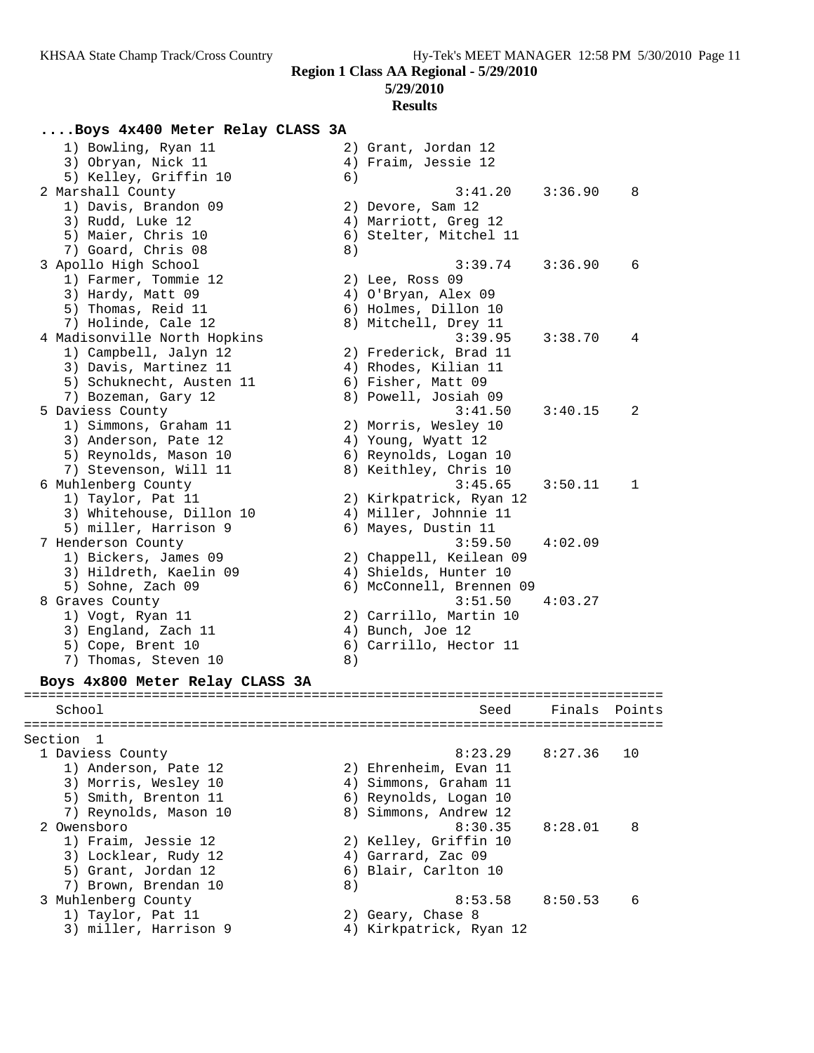**Region 1 Class AA Regional - 5/29/2010**

**5/29/2010**

**Results**

### ....Boys 4x400 Meter Relay CLASS 3A

```
    1) Bowling, Ryan 11                2) Grant, Jordan 12
    3) Obryan, Nick 11                 4) Fraim, Jessie 12
    5) Kelley, Griffin 10              6)
  2 Marshall County                              3:41.20    3:36.90    8
    1) Davis, Brandon 09               2) Devore, Sam 12
    3) Rudd, Luke 12                   4) Marriott, Greg 12
    5) Maier, Chris 10                 6) Stelter, Mitchel 11
    7) Goard, Chris 08                 8)
  3 Apollo High School                           3:39.74    3:36.90    6
    1) Farmer, Tommie 12               2) Lee, Ross 09
    3) Hardy, Matt 09                  4) O'Bryan, Alex 09
    5) Thomas, Reid 11                 6) Holmes, Dillon 10
    7) Holinde, Cale 12                8) Mitchell, Drey 11
  4 Madisonville North Hopkins                   3:39.95    3:38.70    4
    1) Campbell, Jalyn 12              2) Frederick, Brad 11
    3) Davis, Martinez 11              4) Rhodes, Kilian 11
    5) Schuknecht, Austen 11           6) Fisher, Matt 09
    7) Bozeman, Gary 12                8) Powell, Josiah 09
  5 Daviess County                               3:41.50    3:40.15    2
    1) Simmons, Graham 11              2) Morris, Wesley 10
    3) Anderson, Pate 12               4) Young, Wyatt 12
    5) Reynolds, Mason 10              6) Reynolds, Logan 10
    7) Stevenson, Will 11              8) Keithley, Chris 10
  6 Muhlenberg County                            3:45.65    3:50.11    1
    1) Taylor, Pat 11                  2) Kirkpatrick, Ryan 12
    3) Whitehouse, Dillon 10           4) Miller, Johnnie 11
    5) miller, Harrison 9              6) Mayes, Dustin 11
  7 Henderson County                             3:59.50    4:02.09
    1) Bickers, James 09               2) Chappell, Keilean 09
    3) Hildreth, Kaelin 09             4) Shields, Hunter 10
    5) Sohne, Zach 09                  6) McConnell, Brennen 09
  8 Graves County                                3:51.50    4:03.27
    1) Vogt, Ryan 11                   2) Carrillo, Martin 10
    3) England, Zach 11                4) Bunch, Joe 12
    5) Cope, Brent 10                  6) Carrillo, Hector 11
    7) Thomas, Steven 10               8)
```

### Boys 4x800 Meter Relay CLASS 3A

```
================================================================================
    School                                          Seed     Finals  Points
================================================================================
Section  1
  1 Daviess County                               8:23.29    8:27.36   10
    1) Anderson, Pate 12               2) Ehrenheim, Evan 11
    3) Morris, Wesley 10               4) Simmons, Graham 11
    5) Smith, Brenton 11               6) Reynolds, Logan 10
    7) Reynolds, Mason 10              8) Simmons, Andrew 12
  2 Owensboro                                    8:30.35    8:28.01    8
    1) Fraim, Jessie 12                2) Kelley, Griffin 10
    3) Locklear, Rudy 12               4) Garrard, Zac 09
    5) Grant, Jordan 12                6) Blair, Carlton 10
    7) Brown, Brendan 10               8)
  3 Muhlenberg County                            8:53.58    8:50.53    6
    1) Taylor, Pat 11                  2) Geary, Chase 8
    3) miller, Harrison 9              4) Kirkpatrick, Ryan 12
```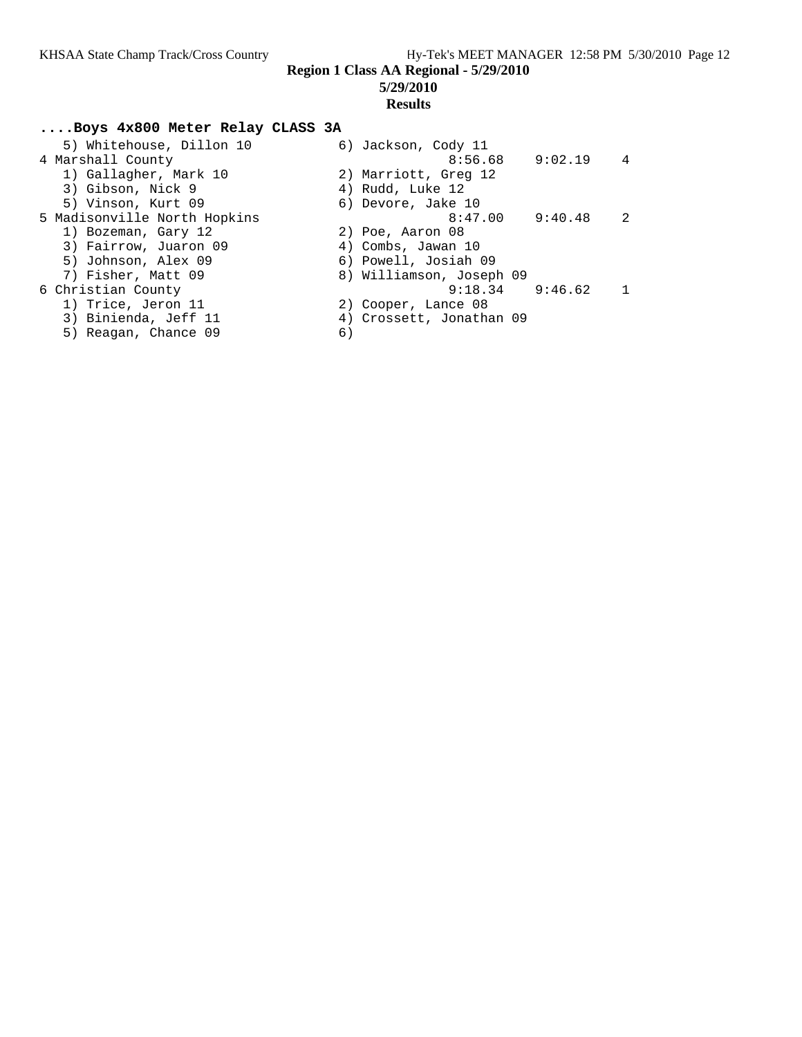## Region 1 Class AA Regional - 5/29/2010

**5/29/2010**

**Results**

### ....Boys 4x800 Meter Relay CLASS 3A

```
   5) Whitehouse, Dillon 10          6) Jackson, Cody 11
4 Marshall County                               8:56.68    9:02.19    4
   1) Gallagher, Mark 10             2) Marriott, Greg 12
   3) Gibson, Nick 9                 4) Rudd, Luke 12
   5) Vinson, Kurt 09                6) Devore, Jake 10
5 Madisonville North Hopkins                    8:47.00    9:40.48    2
   1) Bozeman, Gary 12               2) Poe, Aaron 08
   3) Fairrow, Juaron 09             4) Combs, Jawan 10
   5) Johnson, Alex 09               6) Powell, Josiah 09
   7) Fisher, Matt 09                8) Williamson, Joseph 09
6 Christian County                              9:18.34    9:46.62    1
   1) Trice, Jeron 11                2) Cooper, Lance 08
   3) Binienda, Jeff 11              4) Crossett, Jonathan 09
   5) Reagan, Chance 09              6)
```